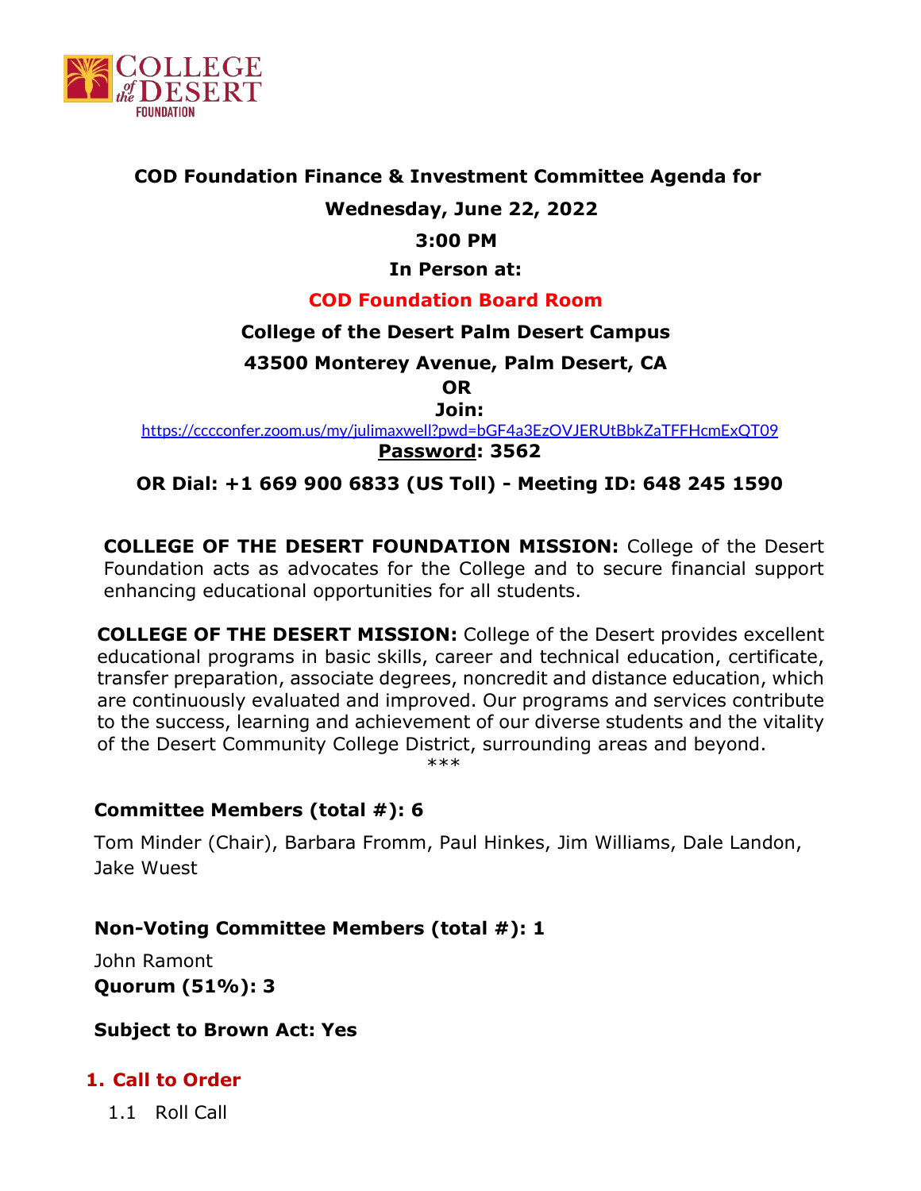**COD Foundation Finance & Investment Committee Agenda for**

**Wednesday, June 22, 2022**

**3:00 PM**

**In Person at:**

**COD Foundation Board Room**

**College of the Desert Palm Desert Campus**

**43500 Monterey Avenue, Palm Desert, CA**

**OR**

**Join:**

https://cccconfer.zoom.us/my/julimaxwell?pwd=bGF4a3EzOVJERUtBbkZaTFFHcmExQT09

**Password: 3562**

**OR Dial: +1 669 900 6833 (US Toll) - Meeting ID: 648 245 1590**

**COLLEGE OF THE DESERT FOUNDATION MISSION:** College of the Desert Foundation acts as advocates for the College and to secure financial support enhancing educational opportunities for all students.

**COLLEGE OF THE DESERT MISSION:** College of the Desert provides excellent educational programs in basic skills, career and technical education, certificate, transfer preparation, associate degrees, noncredit and distance education, which are continuously evaluated and improved. Our programs and services contribute to the success, learning and achievement of our diverse students and the vitality of the Desert Community College District, surrounding areas and beyond.

***

**Committee Members (total #): 6**

Tom Minder (Chair), Barbara Fromm, Paul Hinkes, Jim Williams, Dale Landon, Jake Wuest

**Non-Voting Committee Members (total #): 1**

John Ramont

**Quorum (51%): 3**

**Subject to Brown Act: Yes**

## 1. Call to Order

1.1 Roll Call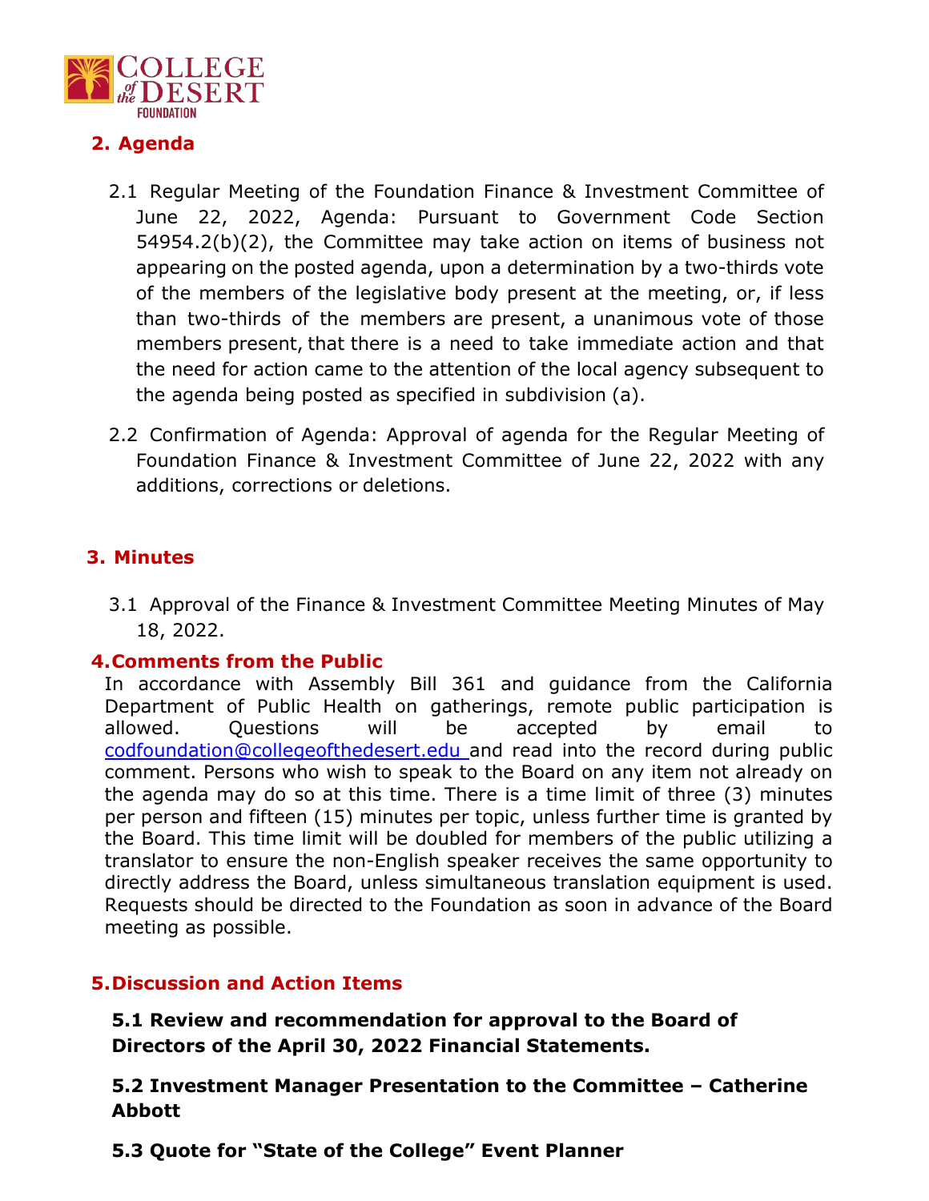## 2. Agenda

2.1 Regular Meeting of the Foundation Finance & Investment Committee of June 22, 2022, Agenda: Pursuant to Government Code Section 54954.2(b)(2), the Committee may take action on items of business not appearing on the posted agenda, upon a determination by a two-thirds vote of the members of the legislative body present at the meeting, or, if less than two-thirds of the members are present, a unanimous vote of those members present, that there is a need to take immediate action and that the need for action came to the attention of the local agency subsequent to the agenda being posted as specified in subdivision (a).

2.2 Confirmation of Agenda: Approval of agenda for the Regular Meeting of Foundation Finance & Investment Committee of June 22, 2022 with any additions, corrections or deletions.

## 3. Minutes

3.1 Approval of the Finance & Investment Committee Meeting Minutes of May 18, 2022.

## 4. Comments from the Public

In accordance with Assembly Bill 361 and guidance from the California Department of Public Health on gatherings, remote public participation is allowed. Questions will be accepted by email to codfoundation@collegeofthedesert.edu and read into the record during public comment. Persons who wish to speak to the Board on any item not already on the agenda may do so at this time. There is a time limit of three (3) minutes per person and fifteen (15) minutes per topic, unless further time is granted by the Board. This time limit will be doubled for members of the public utilizing a translator to ensure the non-English speaker receives the same opportunity to directly address the Board, unless simultaneous translation equipment is used. Requests should be directed to the Foundation as soon in advance of the Board meeting as possible.

## 5. Discussion and Action Items

**5.1 Review and recommendation for approval to the Board of Directors of the April 30, 2022 Financial Statements.**

**5.2 Investment Manager Presentation to the Committee – Catherine Abbott**

**5.3 Quote for "State of the College" Event Planner**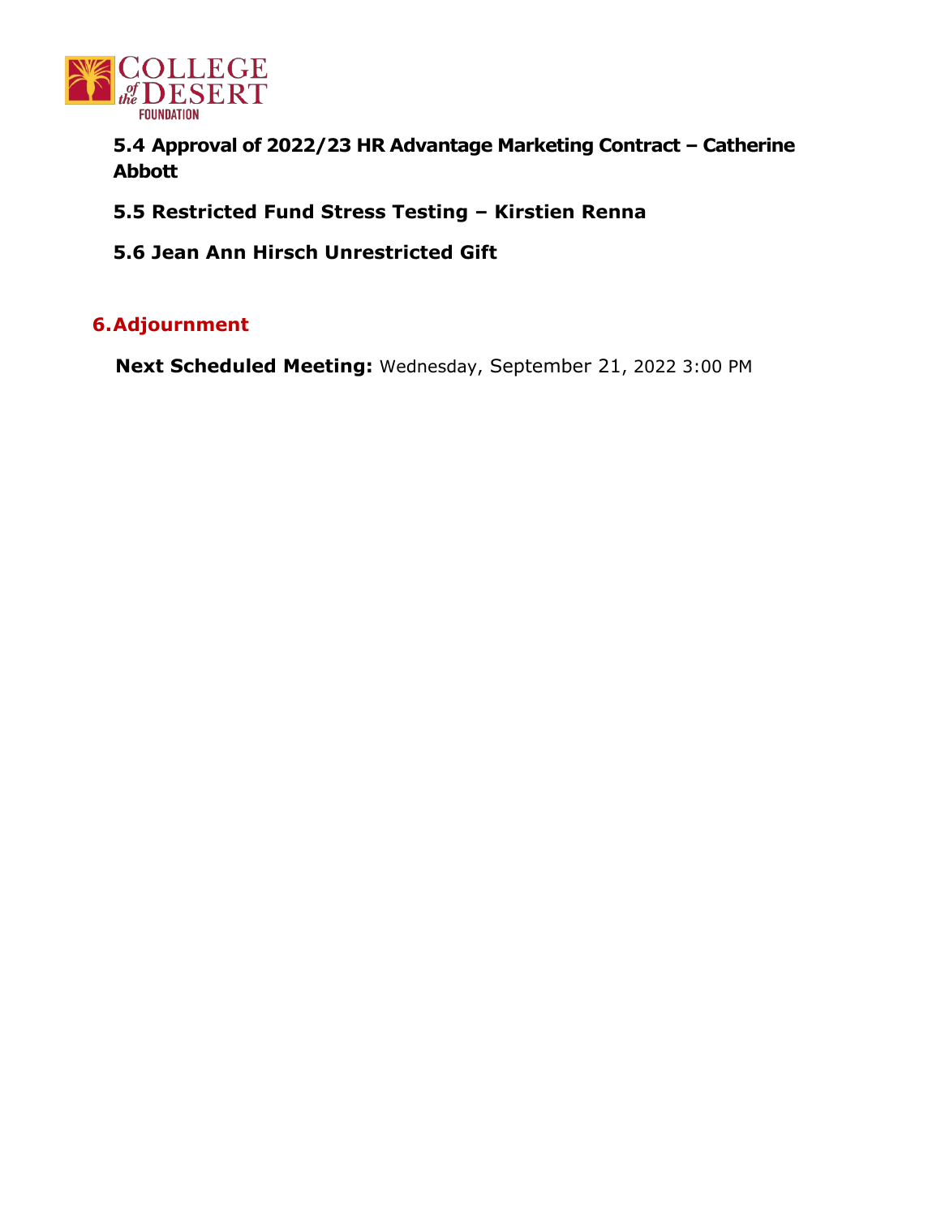**5.4 Approval of 2022/23 HR Advantage Marketing Contract – Catherine Abbott**

**5.5 Restricted Fund Stress Testing – Kirstien Renna**

**5.6 Jean Ann Hirsch Unrestricted Gift**

## 6. Adjournment

**Next Scheduled Meeting:** Wednesday, September 21, 2022 3:00 PM